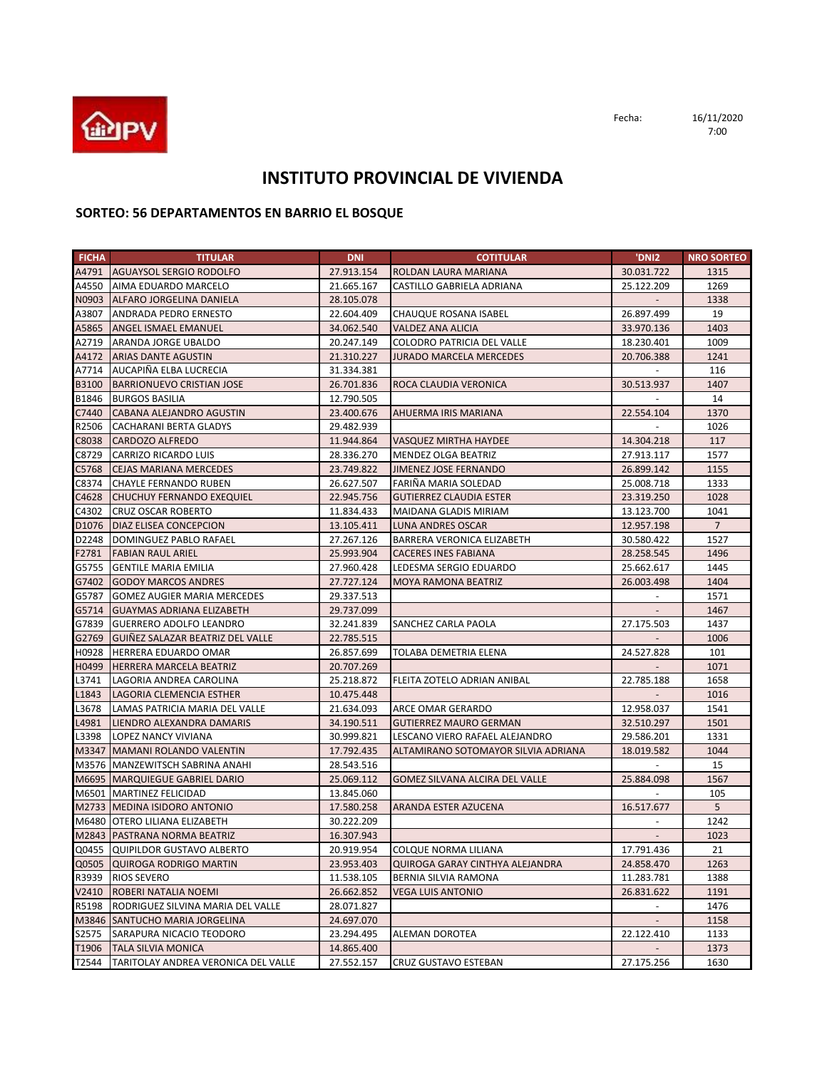Fecha: 16/11/2020 7:00

# INSTITUTO PROVINCIAL DE VIVIENDA

## SORTEO: 56 DEPARTAMENTOS EN BARRIO EL BOSQUE

| FICHA | TITULAR | DNI | COTITULAR | 'DNI2 | NRO SORTEO |
|---|---|---|---|---|---|
| A4791 | AGUAYSOL SERGIO RODOLFO | 27.913.154 | ROLDAN LAURA MARIANA | 30.031.722 | 1315 |
| A4550 | AIMA EDUARDO MARCELO | 21.665.167 | CASTILLO GABRIELA ADRIANA | 25.122.209 | 1269 |
| N0903 | ALFARO JORGELINA DANIELA | 28.105.078 | | - | 1338 |
| A3807 | ANDRADA PEDRO ERNESTO | 22.604.409 | CHAUQUE ROSANA ISABEL | 26.897.499 | 19 |
| A5865 | ANGEL ISMAEL EMANUEL | 34.062.540 | VALDEZ ANA ALICIA | 33.970.136 | 1403 |
| A2719 | ARANDA JORGE UBALDO | 20.247.149 | COLODRO PATRICIA DEL VALLE | 18.230.401 | 1009 |
| A4172 | ARIAS DANTE AGUSTIN | 21.310.227 | JURADO MARCELA MERCEDES | 20.706.388 | 1241 |
| A7714 | AUCAPIÑA ELBA LUCRECIA | 31.334.381 | | - | 116 |
| B3100 | BARRIONUEVO CRISTIAN JOSE | 26.701.836 | ROCA CLAUDIA VERONICA | 30.513.937 | 1407 |
| B1846 | BURGOS BASILIA | 12.790.505 | | - | 14 |
| C7440 | CABANA ALEJANDRO AGUSTIN | 23.400.676 | AHUERMA IRIS MARIANA | 22.554.104 | 1370 |
| R2506 | CACHARANI BERTA GLADYS | 29.482.939 | | - | 1026 |
| C8038 | CARDOZO ALFREDO | 11.944.864 | VASQUEZ MIRTHA HAYDEE | 14.304.218 | 117 |
| C8729 | CARRIZO RICARDO LUIS | 28.336.270 | MENDEZ OLGA BEATRIZ | 27.913.117 | 1577 |
| C5768 | CEJAS MARIANA MERCEDES | 23.749.822 | JIMENEZ JOSE FERNANDO | 26.899.142 | 1155 |
| C8374 | CHAYLE FERNANDO RUBEN | 26.627.507 | FARIÑA MARIA SOLEDAD | 25.008.718 | 1333 |
| C4628 | CHUCHUY FERNANDO EXEQUIEL | 22.945.756 | GUTIERREZ CLAUDIA ESTER | 23.319.250 | 1028 |
| C4302 | CRUZ OSCAR ROBERTO | 11.834.433 | MAIDANA GLADIS MIRIAM | 13.123.700 | 1041 |
| D1076 | DIAZ ELISEA CONCEPCION | 13.105.411 | LUNA ANDRES OSCAR | 12.957.198 | 7 |
| D2248 | DOMINGUEZ PABLO RAFAEL | 27.267.126 | BARRERA VERONICA ELIZABETH | 30.580.422 | 1527 |
| F2781 | FABIAN RAUL ARIEL | 25.993.904 | CACERES INES FABIANA | 28.258.545 | 1496 |
| G5755 | GENTILE MARIA EMILIA | 27.960.428 | LEDESMA SERGIO EDUARDO | 25.662.617 | 1445 |
| G7402 | GODOY MARCOS ANDRES | 27.727.124 | MOYA RAMONA BEATRIZ | 26.003.498 | 1404 |
| G5787 | GOMEZ AUGIER MARIA MERCEDES | 29.337.513 | | - | 1571 |
| G5714 | GUAYMAS ADRIANA ELIZABETH | 29.737.099 | | - | 1467 |
| G7839 | GUERRERO ADOLFO LEANDRO | 32.241.839 | SANCHEZ CARLA PAOLA | 27.175.503 | 1437 |
| G2769 | GUIÑEZ SALAZAR BEATRIZ DEL VALLE | 22.785.515 | | - | 1006 |
| H0928 | HERRERA EDUARDO OMAR | 26.857.699 | TOLABA DEMETRIA ELENA | 24.527.828 | 101 |
| H0499 | HERRERA MARCELA BEATRIZ | 20.707.269 | | - | 1071 |
| L3741 | LAGORIA ANDREA CAROLINA | 25.218.872 | FLEITA ZOTELO ADRIAN ANIBAL | 22.785.188 | 1658 |
| L1843 | LAGORIA CLEMENCIA ESTHER | 10.475.448 | | - | 1016 |
| L3678 | LAMAS PATRICIA MARIA DEL VALLE | 21.634.093 | ARCE OMAR GERARDO | 12.958.037 | 1541 |
| L4981 | LIENDRO ALEXANDRA DAMARIS | 34.190.511 | GUTIERREZ MAURO GERMAN | 32.510.297 | 1501 |
| L3398 | LOPEZ NANCY VIVIANA | 30.999.821 | LESCANO VIERO RAFAEL ALEJANDRO | 29.586.201 | 1331 |
| M3347 | MAMANI ROLANDO VALENTIN | 17.792.435 | ALTAMIRANO SOTOMAYOR SILVIA ADRIANA | 18.019.582 | 1044 |
| M3576 | MANZEWITSCH SABRINA ANAHI | 28.543.516 | | - | 15 |
| M6695 | MARQUIEGUE GABRIEL DARIO | 25.069.112 | GOMEZ SILVANA ALCIRA DEL VALLE | 25.884.098 | 1567 |
| M6501 | MARTINEZ FELICIDAD | 13.845.060 | | - | 105 |
| M2733 | MEDINA ISIDORO ANTONIO | 17.580.258 | ARANDA ESTER AZUCENA | 16.517.677 | 5 |
| M6480 | OTERO LILIANA ELIZABETH | 30.222.209 | | - | 1242 |
| M2843 | PASTRANA NORMA BEATRIZ | 16.307.943 | | - | 1023 |
| Q0455 | QUIPILDOR GUSTAVO ALBERTO | 20.919.954 | COLQUE NORMA LILIANA | 17.791.436 | 21 |
| Q0505 | QUIROGA RODRIGO MARTIN | 23.953.403 | QUIROGA GARAY CINTHYA ALEJANDRA | 24.858.470 | 1263 |
| R3939 | RIOS SEVERO | 11.538.105 | BERNIA SILVIA RAMONA | 11.283.781 | 1388 |
| V2410 | ROBERI NATALIA NOEMI | 26.662.852 | VEGA LUIS ANTONIO | 26.831.622 | 1191 |
| R5198 | RODRIGUEZ SILVINA MARIA DEL VALLE | 28.071.827 | | - | 1476 |
| M3846 | SANTUCHO MARIA JORGELINA | 24.697.070 | | - | 1158 |
| S2575 | SARAPURA NICACIO TEODORO | 23.294.495 | ALEMAN DOROTEA | 22.122.410 | 1133 |
| T1906 | TALA SILVIA MONICA | 14.865.400 | | - | 1373 |
| T2544 | TARITOLAY ANDREA VERONICA DEL VALLE | 27.552.157 | CRUZ GUSTAVO ESTEBAN | 27.175.256 | 1630 |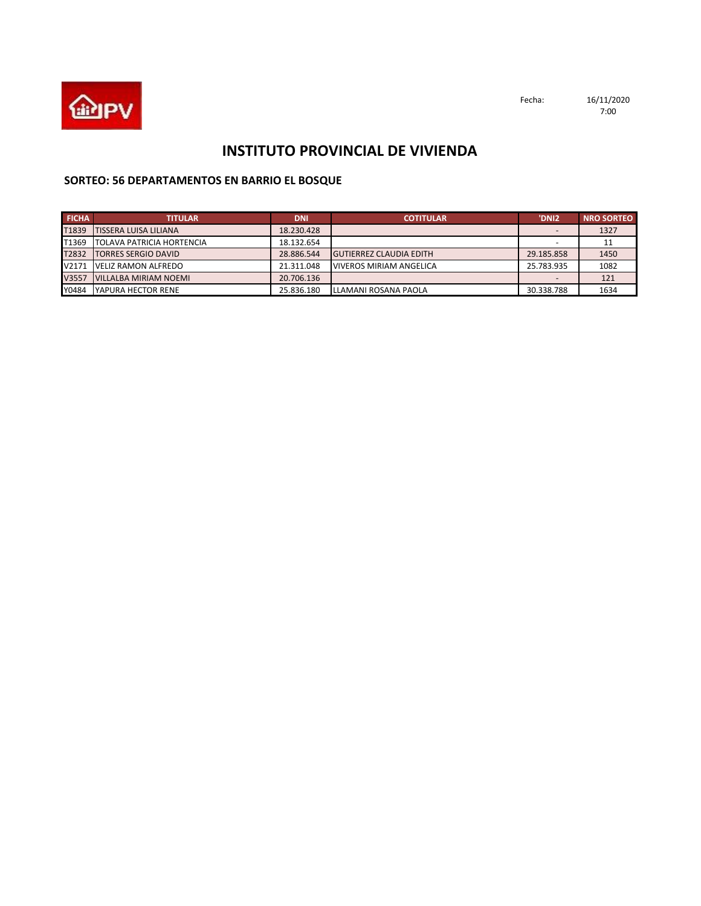Fecha: 16/11/2020
7:00

# INSTITUTO PROVINCIAL DE VIVIENDA

## SORTEO: 56 DEPARTAMENTOS EN BARRIO EL BOSQUE

| FICHA | TITULAR | DNI | COTITULAR | 'DNI2 | NRO SORTEO |
|---|---|---|---|---|---|
| T1839 | TISSERA LUISA LILIANA | 18.230.428 | | - | 1327 |
| T1369 | TOLAVA PATRICIA HORTENCIA | 18.132.654 | | - | 11 |
| T2832 | TORRES SERGIO DAVID | 28.886.544 | GUTIERREZ CLAUDIA EDITH | 29.185.858 | 1450 |
| V2171 | VELIZ RAMON ALFREDO | 21.311.048 | VIVEROS MIRIAM ANGELICA | 25.783.935 | 1082 |
| V3557 | VILLALBA MIRIAM NOEMI | 20.706.136 | | - | 121 |
| Y0484 | YAPURA HECTOR RENE | 25.836.180 | LLAMANI ROSANA PAOLA | 30.338.788 | 1634 |